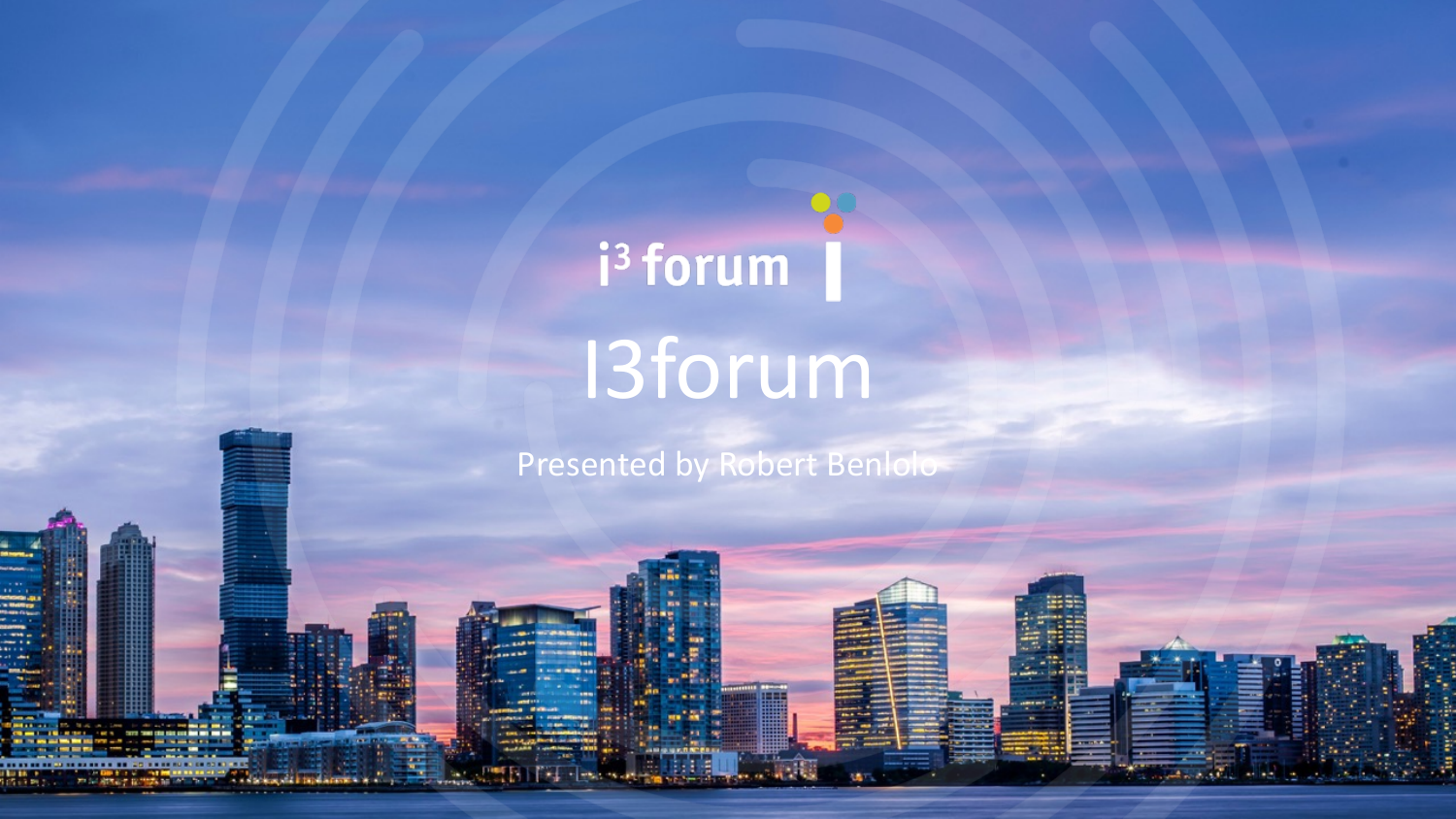i3 forum

# I3forum

Presented by Robert Benlolo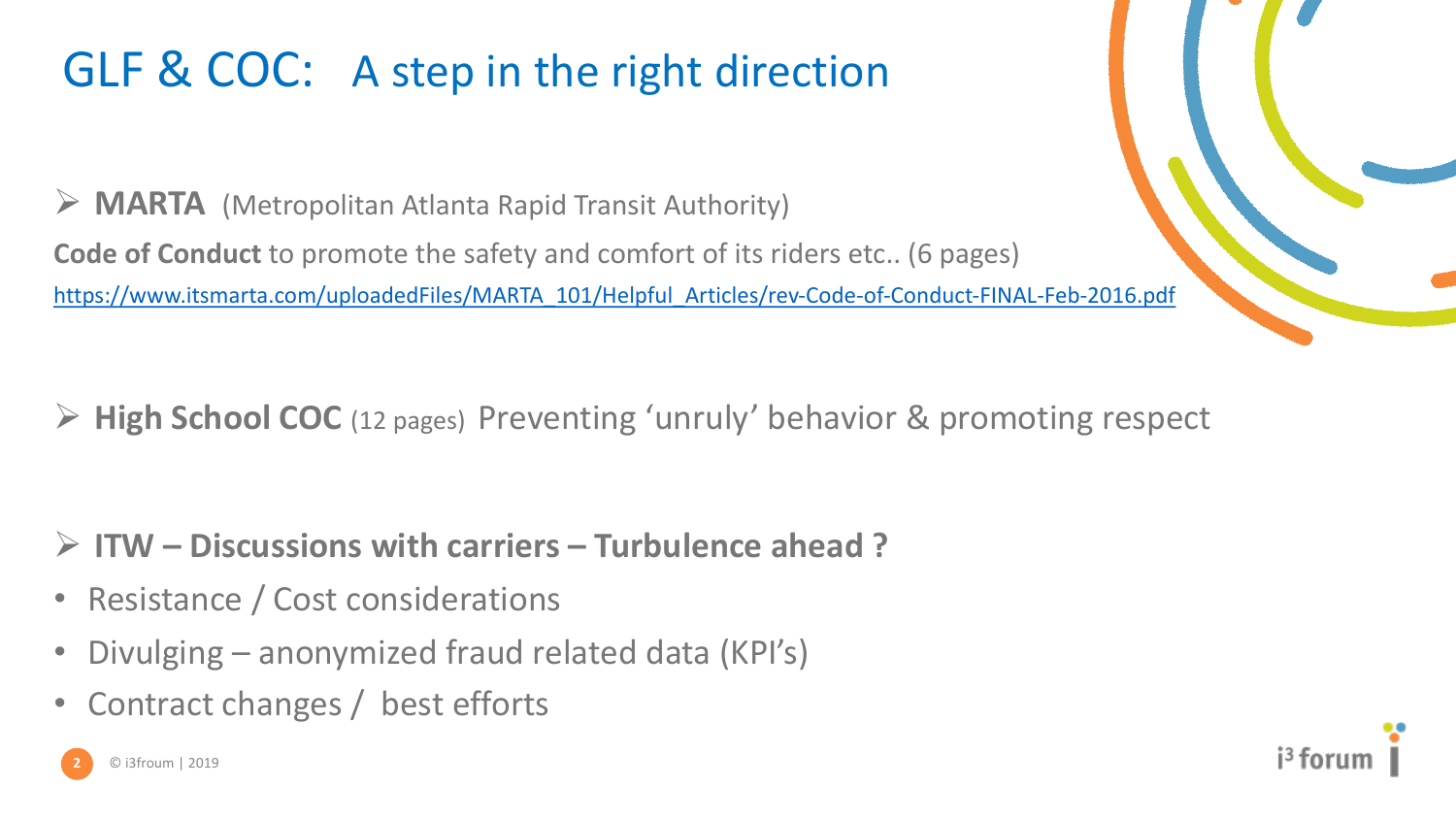# GLF & COC: A step in the right direction

- **MARTA** (Metropolitan Atlanta Rapid Transit Authority)

**Code of Conduct** to promote the safety and comfort of its riders etc.. (6 pages)

https://www.itsmarta.com/uploadedFiles/MARTA_101/Helpful_Articles/rev-Code-of-Conduct-FINAL-Feb-2016.pdf

- **High School COC** (12 pages) Preventing 'unruly' behavior & promoting respect

- **ITW – Discussions with carriers – Turbulence ahead ?**

- Resistance / Cost considerations
- Divulging – anonymized fraud related data (KPI's)
- Contract changes / best efforts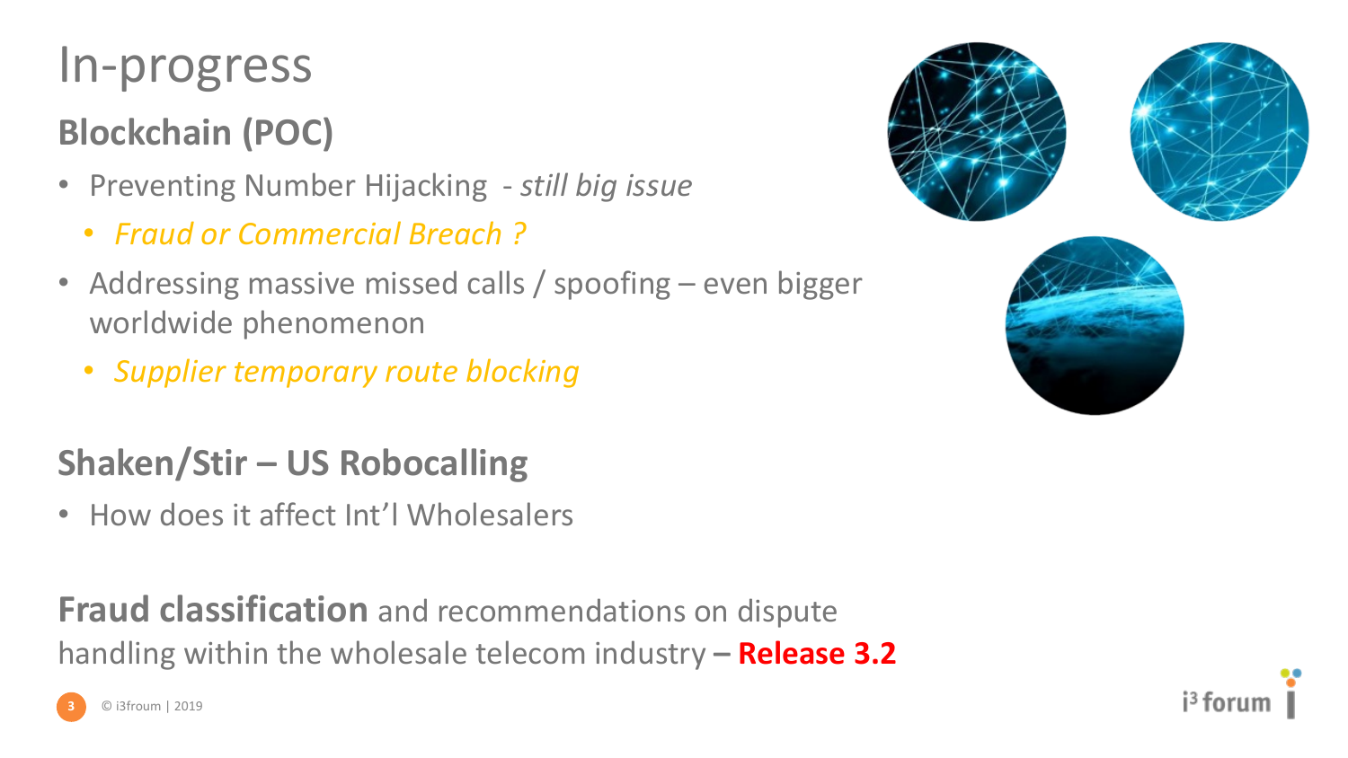# In-progress

## Blockchain (POC)

- Preventing Number Hijacking - *still big issue*
  - *Fraud or Commercial Breach ?*
- Addressing massive missed calls / spoofing – even bigger worldwide phenomenon
  - *Supplier temporary route blocking*

## Shaken/Stir – US Robocalling

- How does it affect Int'l Wholesalers

**Fraud classification** and recommendations on dispute handling within the wholesale telecom industry – **Release 3.2**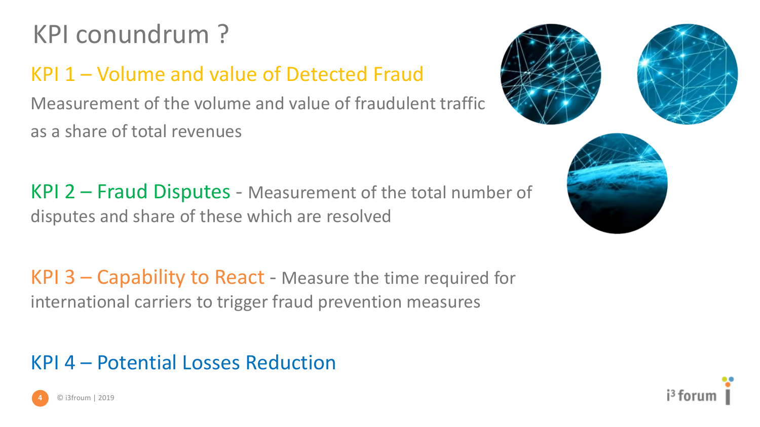# KPI conundrum ?

## KPI 1 – Volume and value of Detected Fraud

Measurement of the volume and value of fraudulent traffic as a share of total revenues

## KPI 2 – Fraud Disputes

Measurement of the total number of disputes and share of these which are resolved

## KPI 3 – Capability to React

Measure the time required for international carriers to trigger fraud prevention measures

## KPI 4 – Potential Losses Reduction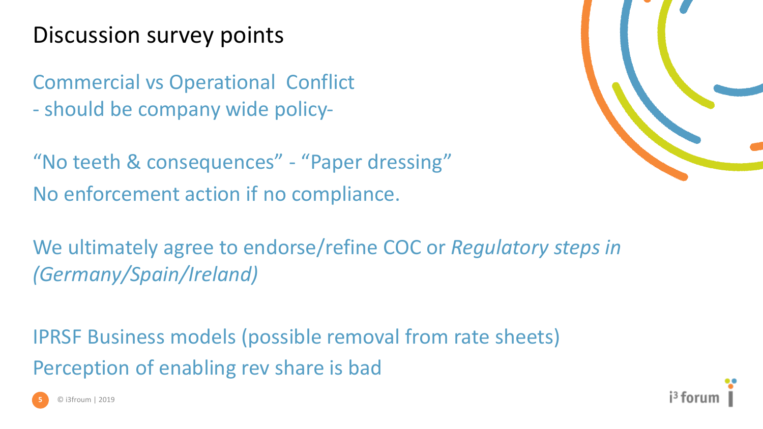# Discussion survey points

Commercial vs Operational  Conflict
- should be company wide policy-

“No teeth & consequences” - “Paper dressing”
No enforcement action if no compliance.

We ultimately agree to endorse/refine COC or *Regulatory steps in (Germany/Spain/Ireland)*

IPRSF Business models (possible removal from rate sheets)
Perception of enabling rev share is bad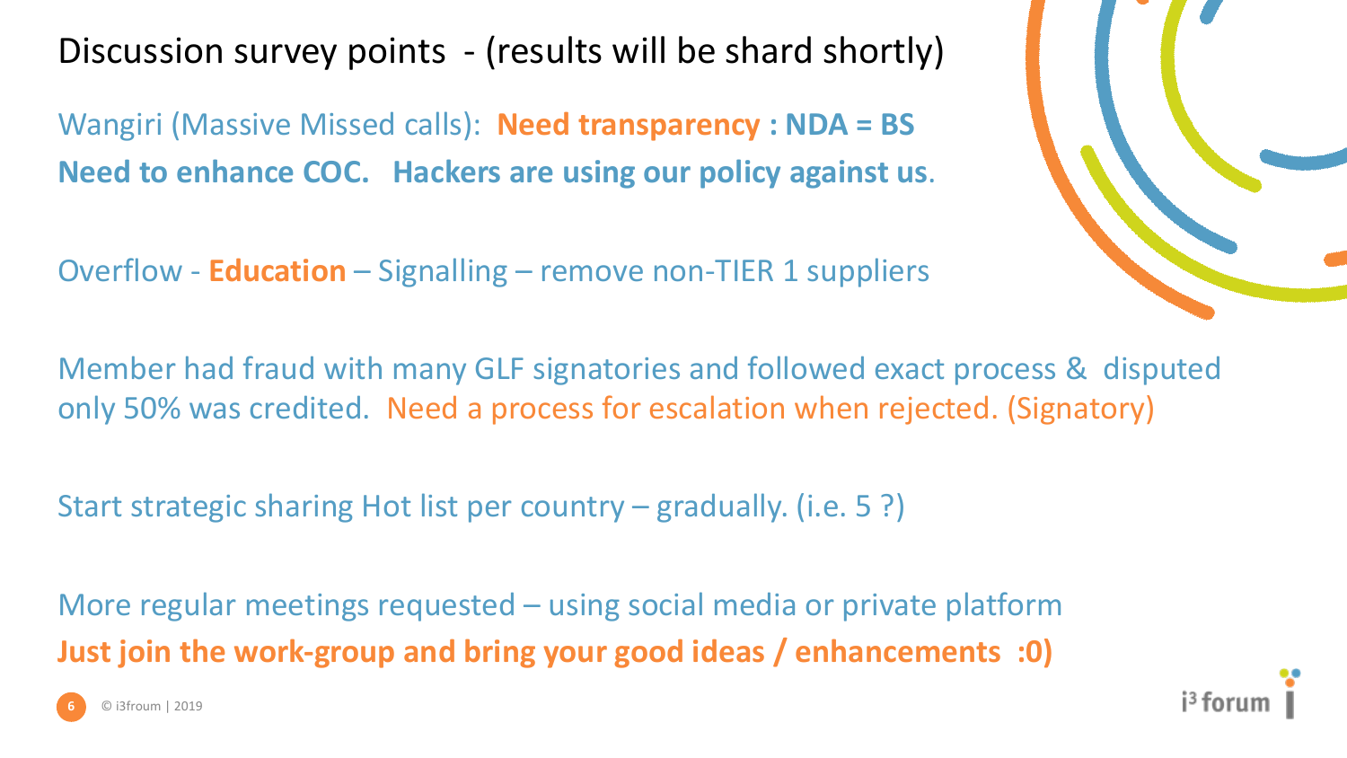# Discussion survey points - (results will be shard shortly)

Wangiri (Massive Missed calls): **Need transparency : NDA = BS**
**Need to enhance COC. Hackers are using our policy against us**.

Overflow - **Education** – Signalling – remove non-TIER 1 suppliers

Member had fraud with many GLF signatories and followed exact process & disputed only 50% was credited. Need a process for escalation when rejected. (Signatory)

Start strategic sharing Hot list per country – gradually. (i.e. 5 ?)

More regular meetings requested – using social media or private platform
**Just join the work-group and bring your good ideas / enhancements :0)**

© i3froum | 2019